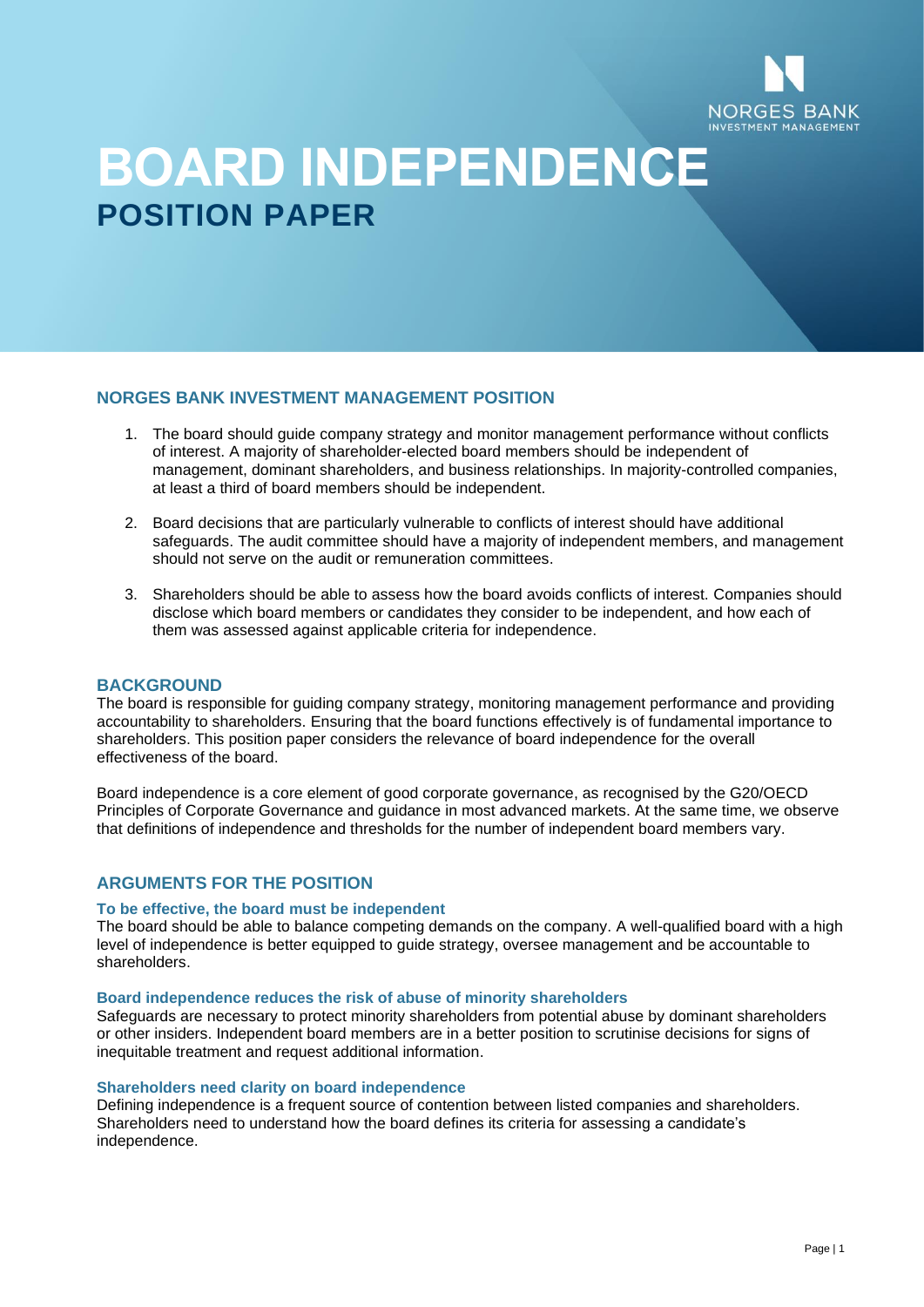NORGES BANK
INVESTMENT MANAGEMENT

# BOARD INDEPENDENCE
## POSITION PAPER

### NORGES BANK INVESTMENT MANAGEMENT POSITION

1. The board should guide company strategy and monitor management performance without conflicts of interest. A majority of shareholder-elected board members should be independent of management, dominant shareholders, and business relationships. In majority-controlled companies, at least a third of board members should be independent.

2. Board decisions that are particularly vulnerable to conflicts of interest should have additional safeguards. The audit committee should have a majority of independent members, and management should not serve on the audit or remuneration committees.

3. Shareholders should be able to assess how the board avoids conflicts of interest. Companies should disclose which board members or candidates they consider to be independent, and how each of them was assessed against applicable criteria for independence.

### BACKGROUND

The board is responsible for guiding company strategy, monitoring management performance and providing accountability to shareholders. Ensuring that the board functions effectively is of fundamental importance to shareholders. This position paper considers the relevance of board independence for the overall effectiveness of the board.

Board independence is a core element of good corporate governance, as recognised by the G20/OECD Principles of Corporate Governance and guidance in most advanced markets. At the same time, we observe that definitions of independence and thresholds for the number of independent board members vary.

### ARGUMENTS FOR THE POSITION

#### To be effective, the board must be independent

The board should be able to balance competing demands on the company. A well-qualified board with a high level of independence is better equipped to guide strategy, oversee management and be accountable to shareholders.

#### Board independence reduces the risk of abuse of minority shareholders

Safeguards are necessary to protect minority shareholders from potential abuse by dominant shareholders or other insiders. Independent board members are in a better position to scrutinise decisions for signs of inequitable treatment and request additional information.

#### Shareholders need clarity on board independence

Defining independence is a frequent source of contention between listed companies and shareholders. Shareholders need to understand how the board defines its criteria for assessing a candidate's independence.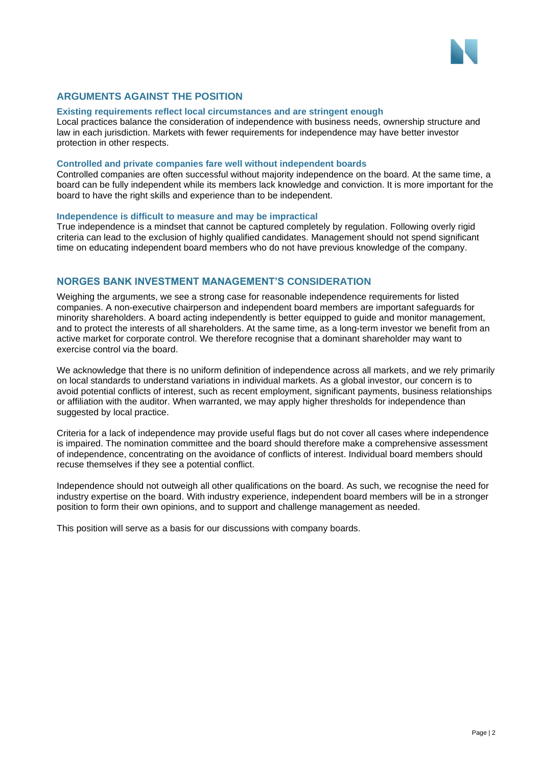## ARGUMENTS AGAINST THE POSITION

### Existing requirements reflect local circumstances and are stringent enough

Local practices balance the consideration of independence with business needs, ownership structure and law in each jurisdiction. Markets with fewer requirements for independence may have better investor protection in other respects.

### Controlled and private companies fare well without independent boards

Controlled companies are often successful without majority independence on the board. At the same time, a board can be fully independent while its members lack knowledge and conviction. It is more important for the board to have the right skills and experience than to be independent.

### Independence is difficult to measure and may be impractical

True independence is a mindset that cannot be captured completely by regulation. Following overly rigid criteria can lead to the exclusion of highly qualified candidates. Management should not spend significant time on educating independent board members who do not have previous knowledge of the company.

## NORGES BANK INVESTMENT MANAGEMENT'S CONSIDERATION

Weighing the arguments, we see a strong case for reasonable independence requirements for listed companies. A non-executive chairperson and independent board members are important safeguards for minority shareholders. A board acting independently is better equipped to guide and monitor management, and to protect the interests of all shareholders. At the same time, as a long-term investor we benefit from an active market for corporate control. We therefore recognise that a dominant shareholder may want to exercise control via the board.

We acknowledge that there is no uniform definition of independence across all markets, and we rely primarily on local standards to understand variations in individual markets. As a global investor, our concern is to avoid potential conflicts of interest, such as recent employment, significant payments, business relationships or affiliation with the auditor. When warranted, we may apply higher thresholds for independence than suggested by local practice.

Criteria for a lack of independence may provide useful flags but do not cover all cases where independence is impaired. The nomination committee and the board should therefore make a comprehensive assessment of independence, concentrating on the avoidance of conflicts of interest. Individual board members should recuse themselves if they see a potential conflict.

Independence should not outweigh all other qualifications on the board. As such, we recognise the need for industry expertise on the board. With industry experience, independent board members will be in a stronger position to form their own opinions, and to support and challenge management as needed.

This position will serve as a basis for our discussions with company boards.